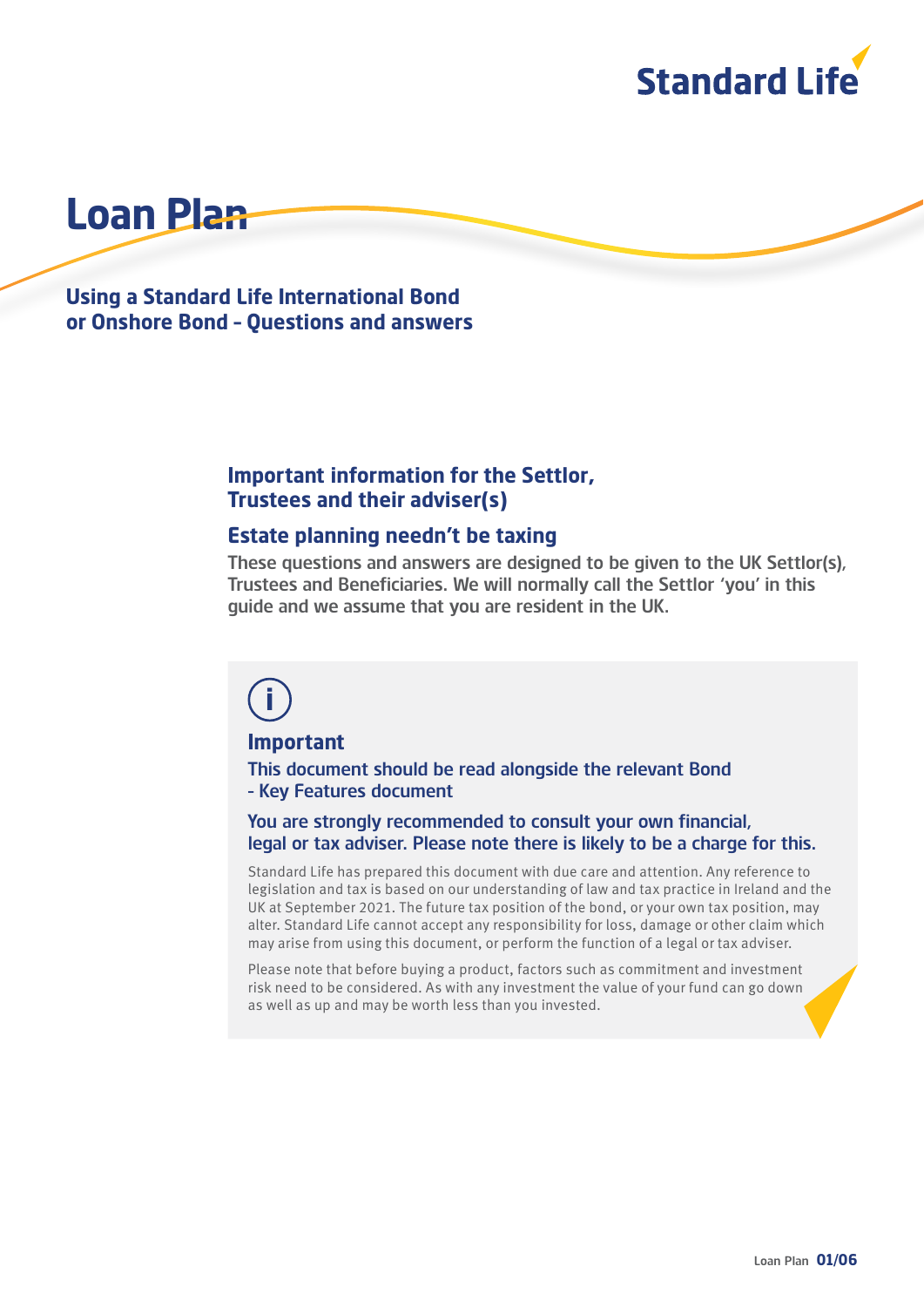Standard Life

# Loan Plan

## Using a Standard Life International Bond or Onshore Bond – Questions and answers

### Important information for the Settlor, Trustees and their adviser(s)

### Estate planning needn't be taxing

These questions and answers are designed to be given to the UK Settlor(s), Trustees and Beneficiaries. We will normally call the Settlor 'you' in this guide and we assume that you are resident in the UK.

### Important

**This document should be read alongside the relevant Bond - Key Features document**

**You are strongly recommended to consult your own financial, legal or tax adviser. Please note there is likely to be a charge for this.**

Standard Life has prepared this document with due care and attention. Any reference to legislation and tax is based on our understanding of law and tax practice in Ireland and the UK at September 2021. The future tax position of the bond, or your own tax position, may alter. Standard Life cannot accept any responsibility for loss, damage or other claim which may arise from using this document, or perform the function of a legal or tax adviser.

Please note that before buying a product, factors such as commitment and investment risk need to be considered. As with any investment the value of your fund can go down as well as up and may be worth less than you invested.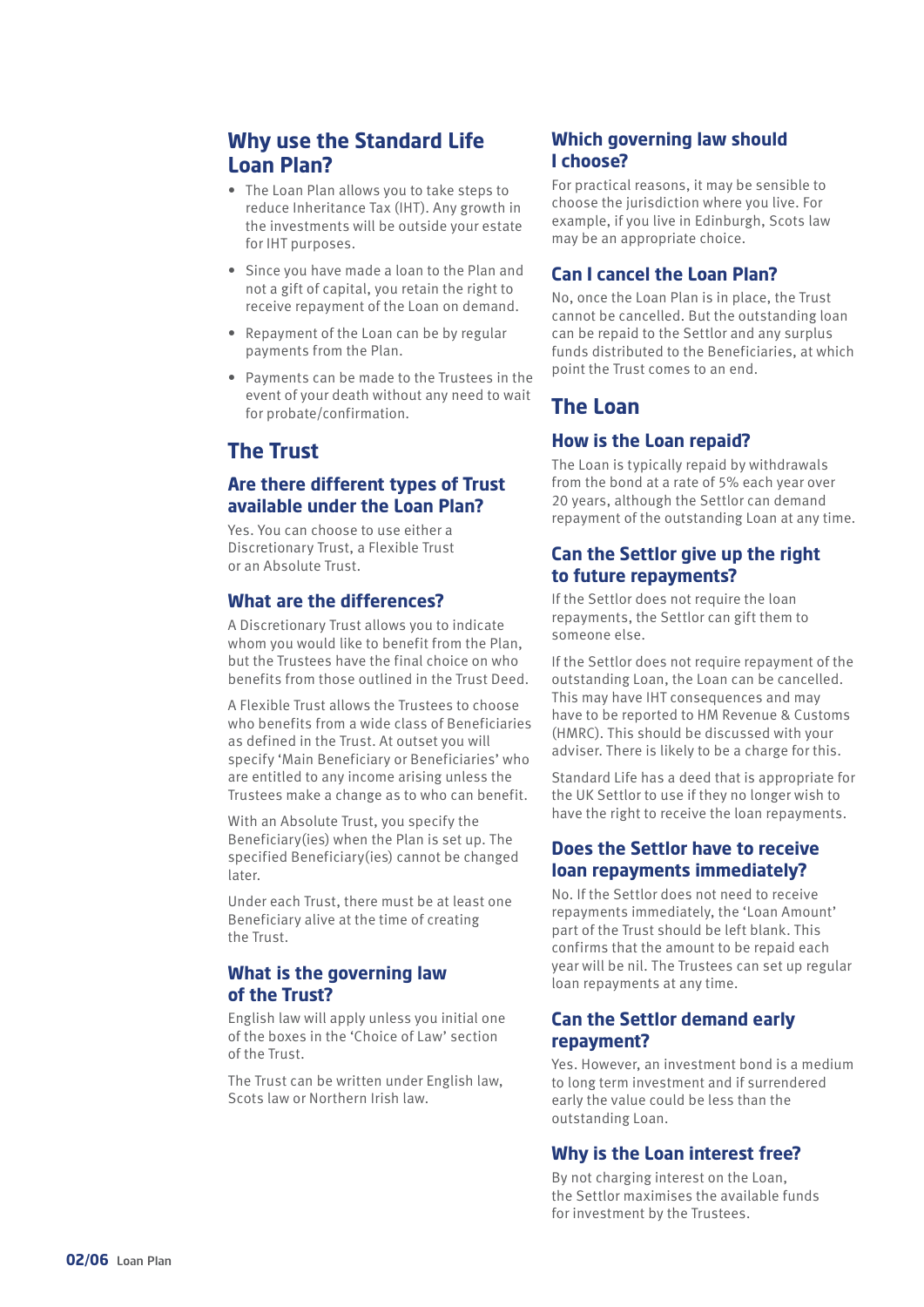## Why use the Standard Life Loan Plan?

- The Loan Plan allows you to take steps to reduce Inheritance Tax (IHT). Any growth in the investments will be outside your estate for IHT purposes.
- Since you have made a loan to the Plan and not a gift of capital, you retain the right to receive repayment of the Loan on demand.
- Repayment of the Loan can be by regular payments from the Plan.
- Payments can be made to the Trustees in the event of your death without any need to wait for probate/confirmation.

## The Trust

### Are there different types of Trust available under the Loan Plan?

Yes. You can choose to use either a Discretionary Trust, a Flexible Trust or an Absolute Trust.

### What are the differences?

A Discretionary Trust allows you to indicate whom you would like to benefit from the Plan, but the Trustees have the final choice on who benefits from those outlined in the Trust Deed.

A Flexible Trust allows the Trustees to choose who benefits from a wide class of Beneficiaries as defined in the Trust. At outset you will specify 'Main Beneficiary or Beneficiaries' who are entitled to any income arising unless the Trustees make a change as to who can benefit.

With an Absolute Trust, you specify the Beneficiary(ies) when the Plan is set up. The specified Beneficiary(ies) cannot be changed later.

Under each Trust, there must be at least one Beneficiary alive at the time of creating the Trust.

### What is the governing law of the Trust?

English law will apply unless you initial one of the boxes in the 'Choice of Law' section of the Trust.

The Trust can be written under English law, Scots law or Northern Irish law.

### Which governing law should I choose?

For practical reasons, it may be sensible to choose the jurisdiction where you live. For example, if you live in Edinburgh, Scots law may be an appropriate choice.

### Can I cancel the Loan Plan?

No, once the Loan Plan is in place, the Trust cannot be cancelled. But the outstanding loan can be repaid to the Settlor and any surplus funds distributed to the Beneficiaries, at which point the Trust comes to an end.

## The Loan

### How is the Loan repaid?

The Loan is typically repaid by withdrawals from the bond at a rate of 5% each year over 20 years, although the Settlor can demand repayment of the outstanding Loan at any time.

### Can the Settlor give up the right to future repayments?

If the Settlor does not require the loan repayments, the Settlor can gift them to someone else.

If the Settlor does not require repayment of the outstanding Loan, the Loan can be cancelled. This may have IHT consequences and may have to be reported to HM Revenue & Customs (HMRC). This should be discussed with your adviser. There is likely to be a charge for this.

Standard Life has a deed that is appropriate for the UK Settlor to use if they no longer wish to have the right to receive the loan repayments.

### Does the Settlor have to receive loan repayments immediately?

No. If the Settlor does not need to receive repayments immediately, the 'Loan Amount' part of the Trust should be left blank. This confirms that the amount to be repaid each year will be nil. The Trustees can set up regular loan repayments at any time.

### Can the Settlor demand early repayment?

Yes. However, an investment bond is a medium to long term investment and if surrendered early the value could be less than the outstanding Loan.

### Why is the Loan interest free?

By not charging interest on the Loan, the Settlor maximises the available funds for investment by the Trustees.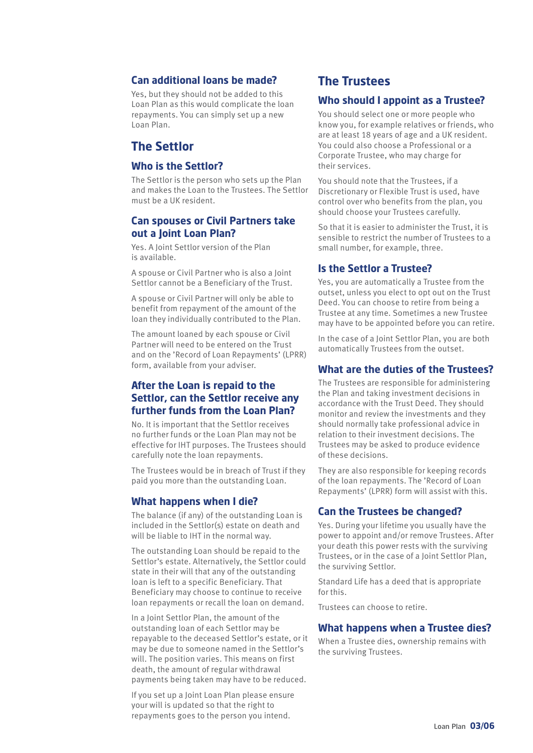### Can additional loans be made?

Yes, but they should not be added to this Loan Plan as this would complicate the loan repayments. You can simply set up a new Loan Plan.

## The Settlor

### Who is the Settlor?

The Settlor is the person who sets up the Plan and makes the Loan to the Trustees. The Settlor must be a UK resident.

### Can spouses or Civil Partners take out a Joint Loan Plan?

Yes. A Joint Settlor version of the Plan is available.

A spouse or Civil Partner who is also a Joint Settlor cannot be a Beneficiary of the Trust.

A spouse or Civil Partner will only be able to benefit from repayment of the amount of the loan they individually contributed to the Plan.

The amount loaned by each spouse or Civil Partner will need to be entered on the Trust and on the 'Record of Loan Repayments' (LPRR) form, available from your adviser.

### After the Loan is repaid to the Settlor, can the Settlor receive any further funds from the Loan Plan?

No. It is important that the Settlor receives no further funds or the Loan Plan may not be effective for IHT purposes. The Trustees should carefully note the loan repayments.

The Trustees would be in breach of Trust if they paid you more than the outstanding Loan.

### What happens when I die?

The balance (if any) of the outstanding Loan is included in the Settlor(s) estate on death and will be liable to IHT in the normal way.

The outstanding Loan should be repaid to the Settlor's estate. Alternatively, the Settlor could state in their will that any of the outstanding loan is left to a specific Beneficiary. That Beneficiary may choose to continue to receive loan repayments or recall the loan on demand.

In a Joint Settlor Plan, the amount of the outstanding loan of each Settlor may be repayable to the deceased Settlor's estate, or it may be due to someone named in the Settlor's will. The position varies. This means on first death, the amount of regular withdrawal payments being taken may have to be reduced.

If you set up a Joint Loan Plan please ensure your will is updated so that the right to repayments goes to the person you intend.

## The Trustees

### Who should I appoint as a Trustee?

You should select one or more people who know you, for example relatives or friends, who are at least 18 years of age and a UK resident. You could also choose a Professional or a Corporate Trustee, who may charge for their services.

You should note that the Trustees, if a Discretionary or Flexible Trust is used, have control over who benefits from the plan, you should choose your Trustees carefully.

So that it is easier to administer the Trust, it is sensible to restrict the number of Trustees to a small number, for example, three.

### Is the Settlor a Trustee?

Yes, you are automatically a Trustee from the outset, unless you elect to opt out on the Trust Deed. You can choose to retire from being a Trustee at any time. Sometimes a new Trustee may have to be appointed before you can retire.

In the case of a Joint Settlor Plan, you are both automatically Trustees from the outset.

### What are the duties of the Trustees?

The Trustees are responsible for administering the Plan and taking investment decisions in accordance with the Trust Deed. They should monitor and review the investments and they should normally take professional advice in relation to their investment decisions. The Trustees may be asked to produce evidence of these decisions.

They are also responsible for keeping records of the loan repayments. The 'Record of Loan Repayments' (LPRR) form will assist with this.

### Can the Trustees be changed?

Yes. During your lifetime you usually have the power to appoint and/or remove Trustees. After your death this power rests with the surviving Trustees, or in the case of a Joint Settlor Plan, the surviving Settlor.

Standard Life has a deed that is appropriate for this.

Trustees can choose to retire.

### What happens when a Trustee dies?

When a Trustee dies, ownership remains with the surviving Trustees.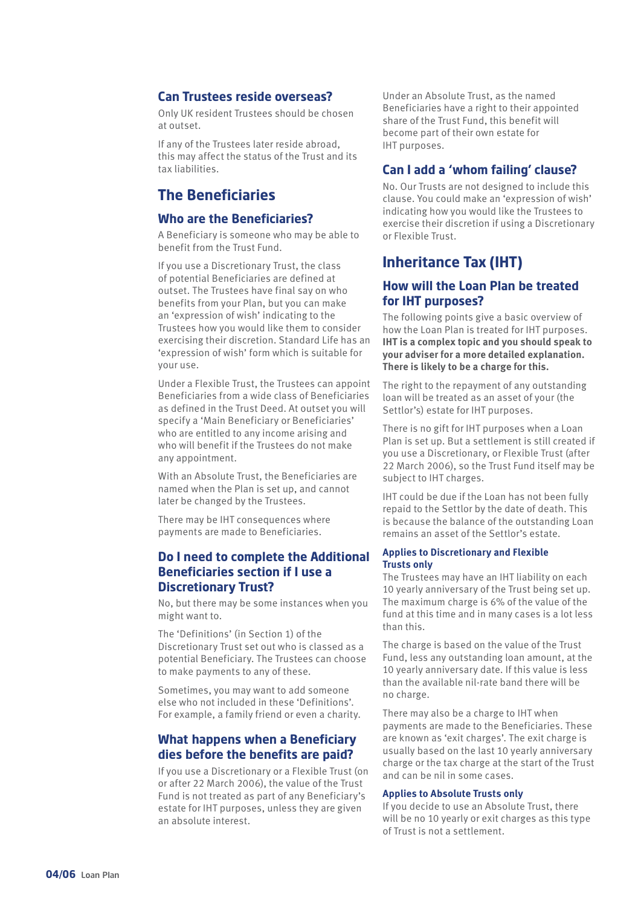### Can Trustees reside overseas?

Only UK resident Trustees should be chosen at outset.

If any of the Trustees later reside abroad, this may affect the status of the Trust and its tax liabilities.

## The Beneficiaries

### Who are the Beneficiaries?

A Beneficiary is someone who may be able to benefit from the Trust Fund.

If you use a Discretionary Trust, the class of potential Beneficiaries are defined at outset. The Trustees have final say on who benefits from your Plan, but you can make an 'expression of wish' indicating to the Trustees how you would like them to consider exercising their discretion. Standard Life has an 'expression of wish' form which is suitable for your use.

Under a Flexible Trust, the Trustees can appoint Beneficiaries from a wide class of Beneficiaries as defined in the Trust Deed. At outset you will specify a 'Main Beneficiary or Beneficiaries' who are entitled to any income arising and who will benefit if the Trustees do not make any appointment.

With an Absolute Trust, the Beneficiaries are named when the Plan is set up, and cannot later be changed by the Trustees.

There may be IHT consequences where payments are made to Beneficiaries.

### Do I need to complete the Additional Beneficiaries section if I use a Discretionary Trust?

No, but there may be some instances when you might want to.

The 'Definitions' (in Section 1) of the Discretionary Trust set out who is classed as a potential Beneficiary. The Trustees can choose to make payments to any of these.

Sometimes, you may want to add someone else who not included in these 'Definitions'. For example, a family friend or even a charity.

### What happens when a Beneficiary dies before the benefits are paid?

If you use a Discretionary or a Flexible Trust (on or after 22 March 2006), the value of the Trust Fund is not treated as part of any Beneficiary's estate for IHT purposes, unless they are given an absolute interest.

Under an Absolute Trust, as the named Beneficiaries have a right to their appointed share of the Trust Fund, this benefit will become part of their own estate for IHT purposes.

### Can I add a 'whom failing' clause?

No. Our Trusts are not designed to include this clause. You could make an 'expression of wish' indicating how you would like the Trustees to exercise their discretion if using a Discretionary or Flexible Trust.

## Inheritance Tax (IHT)

### How will the Loan Plan be treated for IHT purposes?

The following points give a basic overview of how the Loan Plan is treated for IHT purposes. **IHT is a complex topic and you should speak to your adviser for a more detailed explanation. There is likely to be a charge for this.**

The right to the repayment of any outstanding loan will be treated as an asset of your (the Settlor's) estate for IHT purposes.

There is no gift for IHT purposes when a Loan Plan is set up. But a settlement is still created if you use a Discretionary, or Flexible Trust (after 22 March 2006), so the Trust Fund itself may be subject to IHT charges.

IHT could be due if the Loan has not been fully repaid to the Settlor by the date of death. This is because the balance of the outstanding Loan remains an asset of the Settlor's estate.

#### Applies to Discretionary and Flexible Trusts only

The Trustees may have an IHT liability on each 10 yearly anniversary of the Trust being set up. The maximum charge is 6% of the value of the fund at this time and in many cases is a lot less than this.

The charge is based on the value of the Trust Fund, less any outstanding loan amount, at the 10 yearly anniversary date. If this value is less than the available nil-rate band there will be no charge.

There may also be a charge to IHT when payments are made to the Beneficiaries. These are known as 'exit charges'. The exit charge is usually based on the last 10 yearly anniversary charge or the tax charge at the start of the Trust and can be nil in some cases.

#### Applies to Absolute Trusts only

If you decide to use an Absolute Trust, there will be no 10 yearly or exit charges as this type of Trust is not a settlement.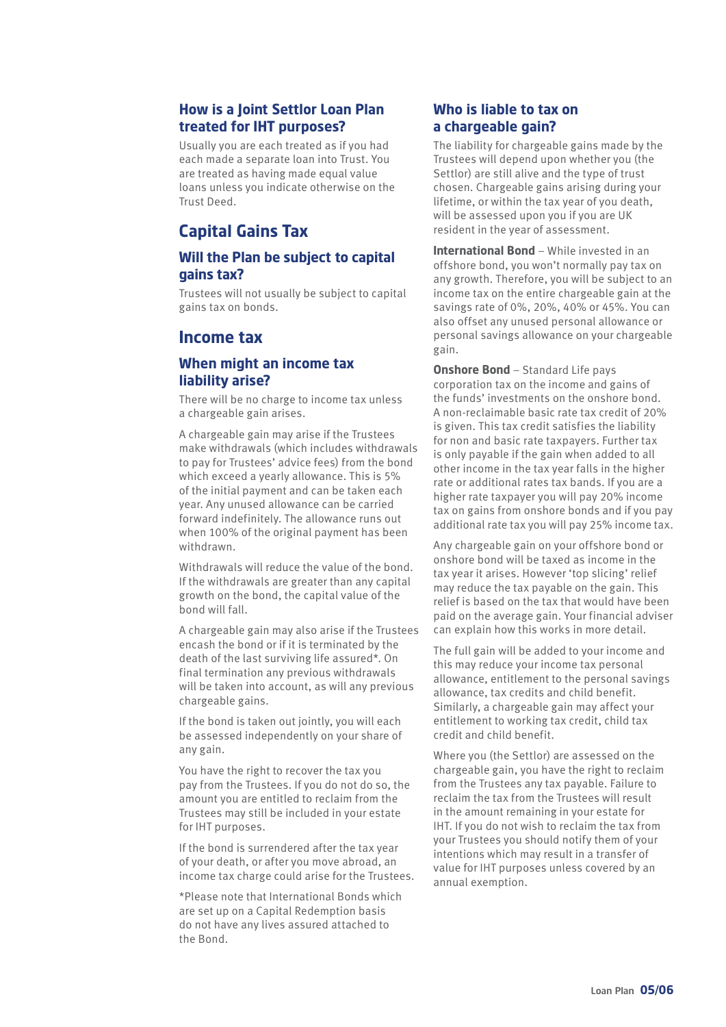### How is a Joint Settlor Loan Plan treated for IHT purposes?

Usually you are each treated as if you had each made a separate loan into Trust. You are treated as having made equal value loans unless you indicate otherwise on the Trust Deed.

## Capital Gains Tax

### Will the Plan be subject to capital gains tax?

Trustees will not usually be subject to capital gains tax on bonds.

## Income tax

### When might an income tax liability arise?

There will be no charge to income tax unless a chargeable gain arises.

A chargeable gain may arise if the Trustees make withdrawals (which includes withdrawals to pay for Trustees' advice fees) from the bond which exceed a yearly allowance. This is 5% of the initial payment and can be taken each year. Any unused allowance can be carried forward indefinitely. The allowance runs out when 100% of the original payment has been withdrawn.

Withdrawals will reduce the value of the bond. If the withdrawals are greater than any capital growth on the bond, the capital value of the bond will fall.

A chargeable gain may also arise if the Trustees encash the bond or if it is terminated by the death of the last surviving life assured*. On final termination any previous withdrawals will be taken into account, as will any previous chargeable gains.

If the bond is taken out jointly, you will each be assessed independently on your share of any gain.

You have the right to recover the tax you pay from the Trustees. If you do not do so, the amount you are entitled to reclaim from the Trustees may still be included in your estate for IHT purposes.

If the bond is surrendered after the tax year of your death, or after you move abroad, an income tax charge could arise for the Trustees.

*Please note that International Bonds which are set up on a Capital Redemption basis do not have any lives assured attached to the Bond.

### Who is liable to tax on a chargeable gain?

The liability for chargeable gains made by the Trustees will depend upon whether you (the Settlor) are still alive and the type of trust chosen. Chargeable gains arising during your lifetime, or within the tax year of you death, will be assessed upon you if you are UK resident in the year of assessment.

**International Bond** – While invested in an offshore bond, you won't normally pay tax on any growth. Therefore, you will be subject to an income tax on the entire chargeable gain at the savings rate of 0%, 20%, 40% or 45%. You can also offset any unused personal allowance or personal savings allowance on your chargeable gain.

**Onshore Bond** – Standard Life pays corporation tax on the income and gains of the funds' investments on the onshore bond. A non-reclaimable basic rate tax credit of 20% is given. This tax credit satisfies the liability for non and basic rate taxpayers. Further tax is only payable if the gain when added to all other income in the tax year falls in the higher rate or additional rates tax bands. If you are a higher rate taxpayer you will pay 20% income tax on gains from onshore bonds and if you pay additional rate tax you will pay 25% income tax.

Any chargeable gain on your offshore bond or onshore bond will be taxed as income in the tax year it arises. However 'top slicing' relief may reduce the tax payable on the gain. This relief is based on the tax that would have been paid on the average gain. Your financial adviser can explain how this works in more detail.

The full gain will be added to your income and this may reduce your income tax personal allowance, entitlement to the personal savings allowance, tax credits and child benefit. Similarly, a chargeable gain may affect your entitlement to working tax credit, child tax credit and child benefit.

Where you (the Settlor) are assessed on the chargeable gain, you have the right to reclaim from the Trustees any tax payable. Failure to reclaim the tax from the Trustees will result in the amount remaining in your estate for IHT. If you do not wish to reclaim the tax from your Trustees you should notify them of your intentions which may result in a transfer of value for IHT purposes unless covered by an annual exemption.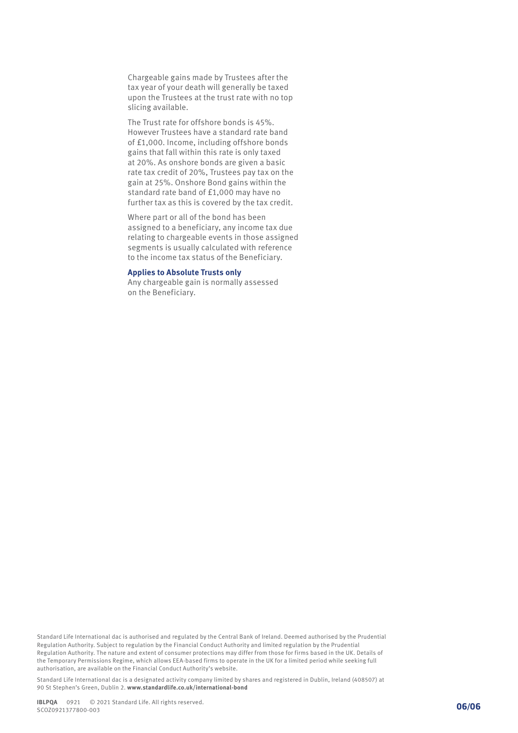Chargeable gains made by Trustees after the tax year of your death will generally be taxed upon the Trustees at the trust rate with no top slicing available.

The Trust rate for offshore bonds is 45%. However Trustees have a standard rate band of £1,000. Income, including offshore bonds gains that fall within this rate is only taxed at 20%. As onshore bonds are given a basic rate tax credit of 20%, Trustees pay tax on the gain at 25%. Onshore Bond gains within the standard rate band of £1,000 may have no further tax as this is covered by the tax credit.

Where part or all of the bond has been assigned to a beneficiary, any income tax due relating to chargeable events in those assigned segments is usually calculated with reference to the income tax status of the Beneficiary.

**Applies to Absolute Trusts only**

Any chargeable gain is normally assessed on the Beneficiary.

Standard Life International dac is authorised and regulated by the Central Bank of Ireland. Deemed authorised by the Prudential Regulation Authority. Subject to regulation by the Financial Conduct Authority and limited regulation by the Prudential Regulation Authority. The nature and extent of consumer protections may differ from those for firms based in the UK. Details of the Temporary Permissions Regime, which allows EEA-based firms to operate in the UK for a limited period while seeking full authorisation, are available on the Financial Conduct Authority's website.

Standard Life International dac is a designated activity company limited by shares and registered in Dublin, Ireland (408507) at 90 St Stephen's Green, Dublin 2. **www.standardlife.co.uk/international-bond**

**IBLPQA** 0921 © 2021 Standard Life. All rights reserved.
SCOZ0921377800-003